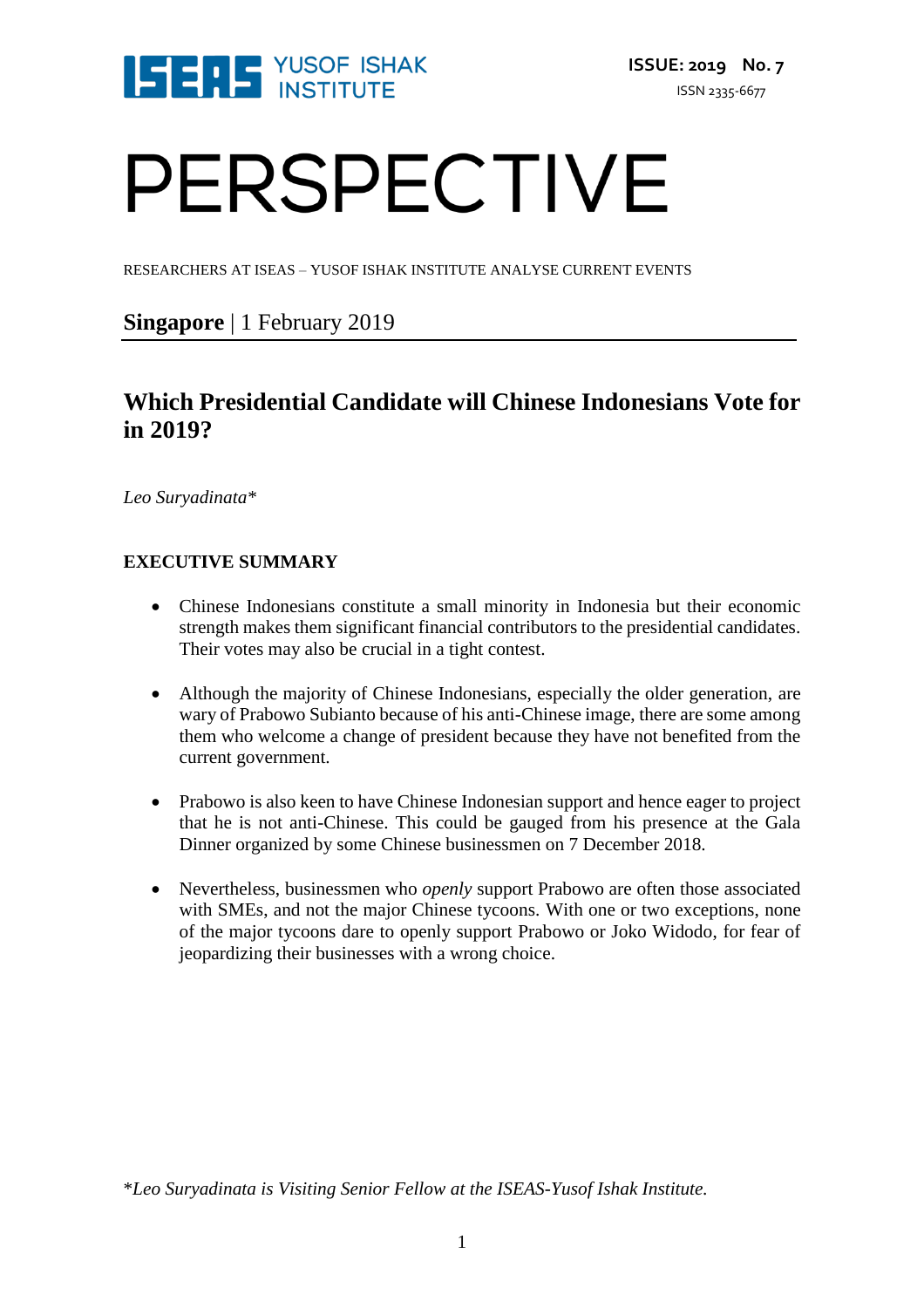ISEAS YUSOF ISHAK INSTITUTE

**ISSUE: 2019 No. 7**

ISSN 2335-6677

# PERSPECTIVE

RESEARCHERS AT ISEAS – YUSOF ISHAK INSTITUTE ANALYSE CURRENT EVENTS

**Singapore** | 1 February 2019

## Which Presidential Candidate will Chinese Indonesians Vote for in 2019?

*Leo Suryadinata**

### EXECUTIVE SUMMARY

- Chinese Indonesians constitute a small minority in Indonesia but their economic strength makes them significant financial contributors to the presidential candidates. Their votes may also be crucial in a tight contest.

- Although the majority of Chinese Indonesians, especially the older generation, are wary of Prabowo Subianto because of his anti-Chinese image, there are some among them who welcome a change of president because they have not benefited from the current government.

- Prabowo is also keen to have Chinese Indonesian support and hence eager to project that he is not anti-Chinese. This could be gauged from his presence at the Gala Dinner organized by some Chinese businessmen on 7 December 2018.

- Nevertheless, businessmen who *openly* support Prabowo are often those associated with SMEs, and not the major Chinese tycoons. With one or two exceptions, none of the major tycoons dare to openly support Prabowo or Joko Widodo, for fear of jeopardizing their businesses with a wrong choice.

**Leo Suryadinata is Visiting Senior Fellow at the ISEAS-Yusof Ishak Institute.*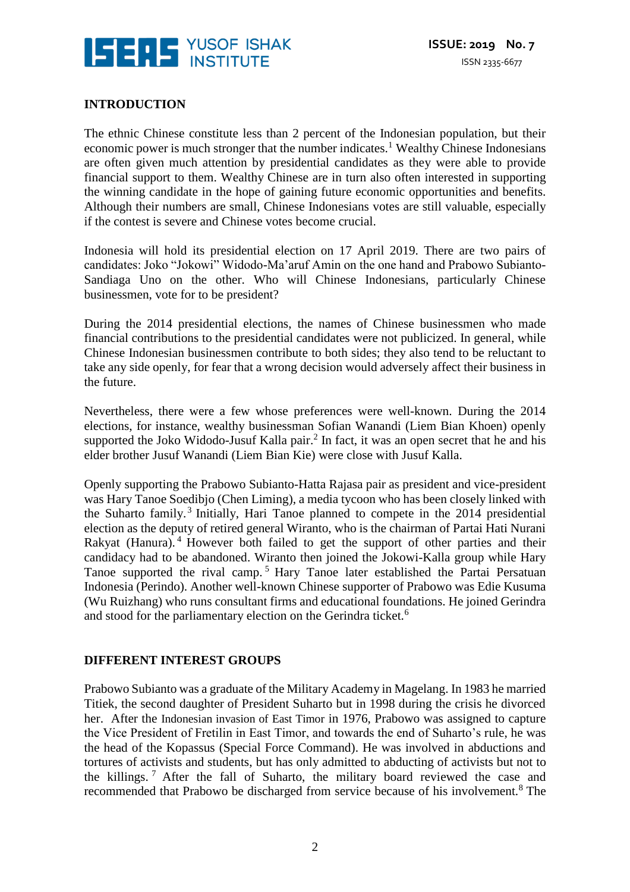## INTRODUCTION

The ethnic Chinese constitute less than 2 percent of the Indonesian population, but their economic power is much stronger that the number indicates.[1] Wealthy Chinese Indonesians are often given much attention by presidential candidates as they were able to provide financial support to them. Wealthy Chinese are in turn also often interested in supporting the winning candidate in the hope of gaining future economic opportunities and benefits. Although their numbers are small, Chinese Indonesians votes are still valuable, especially if the contest is severe and Chinese votes become crucial.

Indonesia will hold its presidential election on 17 April 2019. There are two pairs of candidates: Joko "Jokowi" Widodo-Ma'aruf Amin on the one hand and Prabowo Subianto-Sandiaga Uno on the other. Who will Chinese Indonesians, particularly Chinese businessmen, vote for to be president?

During the 2014 presidential elections, the names of Chinese businessmen who made financial contributions to the presidential candidates were not publicized. In general, while Chinese Indonesian businessmen contribute to both sides; they also tend to be reluctant to take any side openly, for fear that a wrong decision would adversely affect their business in the future.

Nevertheless, there were a few whose preferences were well-known. During the 2014 elections, for instance, wealthy businessman Sofian Wanandi (Liem Bian Khoen) openly supported the Joko Widodo-Jusuf Kalla pair.[2] In fact, it was an open secret that he and his elder brother Jusuf Wanandi (Liem Bian Kie) were close with Jusuf Kalla.

Openly supporting the Prabowo Subianto-Hatta Rajasa pair as president and vice-president was Hary Tanoe Soedibjo (Chen Liming), a media tycoon who has been closely linked with the Suharto family.[3] Initially, Hari Tanoe planned to compete in the 2014 presidential election as the deputy of retired general Wiranto, who is the chairman of Partai Hati Nurani Rakyat (Hanura).[4] However both failed to get the support of other parties and their candidacy had to be abandoned. Wiranto then joined the Jokowi-Kalla group while Hary Tanoe supported the rival camp.[5] Hary Tanoe later established the Partai Persatuan Indonesia (Perindo). Another well-known Chinese supporter of Prabowo was Edie Kusuma (Wu Ruizhang) who runs consultant firms and educational foundations. He joined Gerindra and stood for the parliamentary election on the Gerindra ticket.[6]

## DIFFERENT INTEREST GROUPS

Prabowo Subianto was a graduate of the Military Academy in Magelang. In 1983 he married Titiek, the second daughter of President Suharto but in 1998 during the crisis he divorced her. After the Indonesian invasion of East Timor in 1976, Prabowo was assigned to capture the Vice President of Fretilin in East Timor, and towards the end of Suharto's rule, he was the head of the Kopassus (Special Force Command). He was involved in abductions and tortures of activists and students, but has only admitted to abducting of activists but not to the killings.[7] After the fall of Suharto, the military board reviewed the case and recommended that Prabowo be discharged from service because of his involvement.[8] The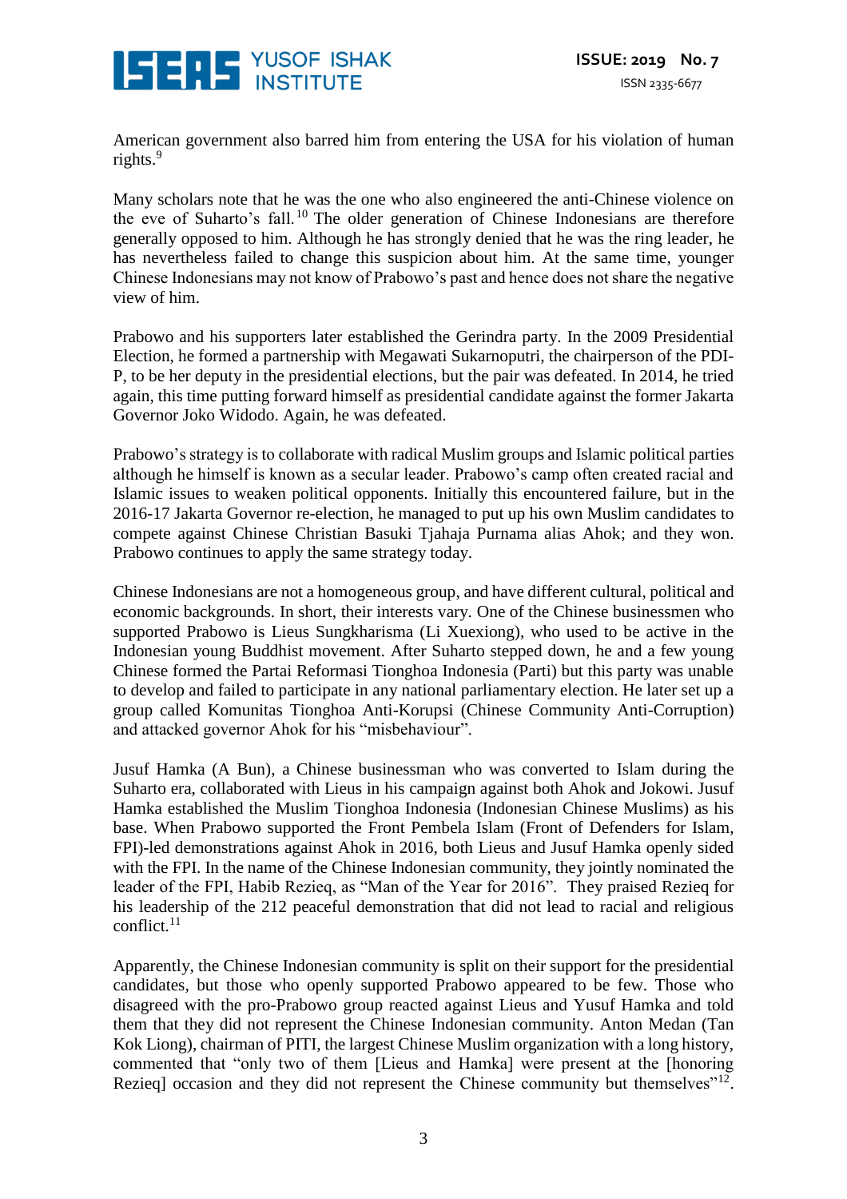American government also barred him from entering the USA for his violation of human rights.[9]

Many scholars note that he was the one who also engineered the anti-Chinese violence on the eve of Suharto's fall.[10] The older generation of Chinese Indonesians are therefore generally opposed to him. Although he has strongly denied that he was the ring leader, he has nevertheless failed to change this suspicion about him. At the same time, younger Chinese Indonesians may not know of Prabowo's past and hence does not share the negative view of him.

Prabowo and his supporters later established the Gerindra party. In the 2009 Presidential Election, he formed a partnership with Megawati Sukarnoputri, the chairperson of the PDI-P, to be her deputy in the presidential elections, but the pair was defeated. In 2014, he tried again, this time putting forward himself as presidential candidate against the former Jakarta Governor Joko Widodo. Again, he was defeated.

Prabowo's strategy is to collaborate with radical Muslim groups and Islamic political parties although he himself is known as a secular leader. Prabowo's camp often created racial and Islamic issues to weaken political opponents. Initially this encountered failure, but in the 2016-17 Jakarta Governor re-election, he managed to put up his own Muslim candidates to compete against Chinese Christian Basuki Tjahaja Purnama alias Ahok; and they won. Prabowo continues to apply the same strategy today.

Chinese Indonesians are not a homogeneous group, and have different cultural, political and economic backgrounds. In short, their interests vary. One of the Chinese businessmen who supported Prabowo is Lieus Sungkharisma (Li Xuexiong), who used to be active in the Indonesian young Buddhist movement. After Suharto stepped down, he and a few young Chinese formed the Partai Reformasi Tionghoa Indonesia (Parti) but this party was unable to develop and failed to participate in any national parliamentary election. He later set up a group called Komunitas Tionghoa Anti-Korupsi (Chinese Community Anti-Corruption) and attacked governor Ahok for his "misbehaviour".

Jusuf Hamka (A Bun), a Chinese businessman who was converted to Islam during the Suharto era, collaborated with Lieus in his campaign against both Ahok and Jokowi. Jusuf Hamka established the Muslim Tionghoa Indonesia (Indonesian Chinese Muslims) as his base. When Prabowo supported the Front Pembela Islam (Front of Defenders for Islam, FPI)-led demonstrations against Ahok in 2016, both Lieus and Jusuf Hamka openly sided with the FPI. In the name of the Chinese Indonesian community, they jointly nominated the leader of the FPI, Habib Rezieq, as "Man of the Year for 2016". They praised Rezieq for his leadership of the 212 peaceful demonstration that did not lead to racial and religious conflict.[11]

Apparently, the Chinese Indonesian community is split on their support for the presidential candidates, but those who openly supported Prabowo appeared to be few. Those who disagreed with the pro-Prabowo group reacted against Lieus and Yusuf Hamka and told them that they did not represent the Chinese Indonesian community. Anton Medan (Tan Kok Liong), chairman of PITI, the largest Chinese Muslim organization with a long history, commented that "only two of them [Lieus and Hamka] were present at the [honoring Rezieq] occasion and they did not represent the Chinese community but themselves"[12].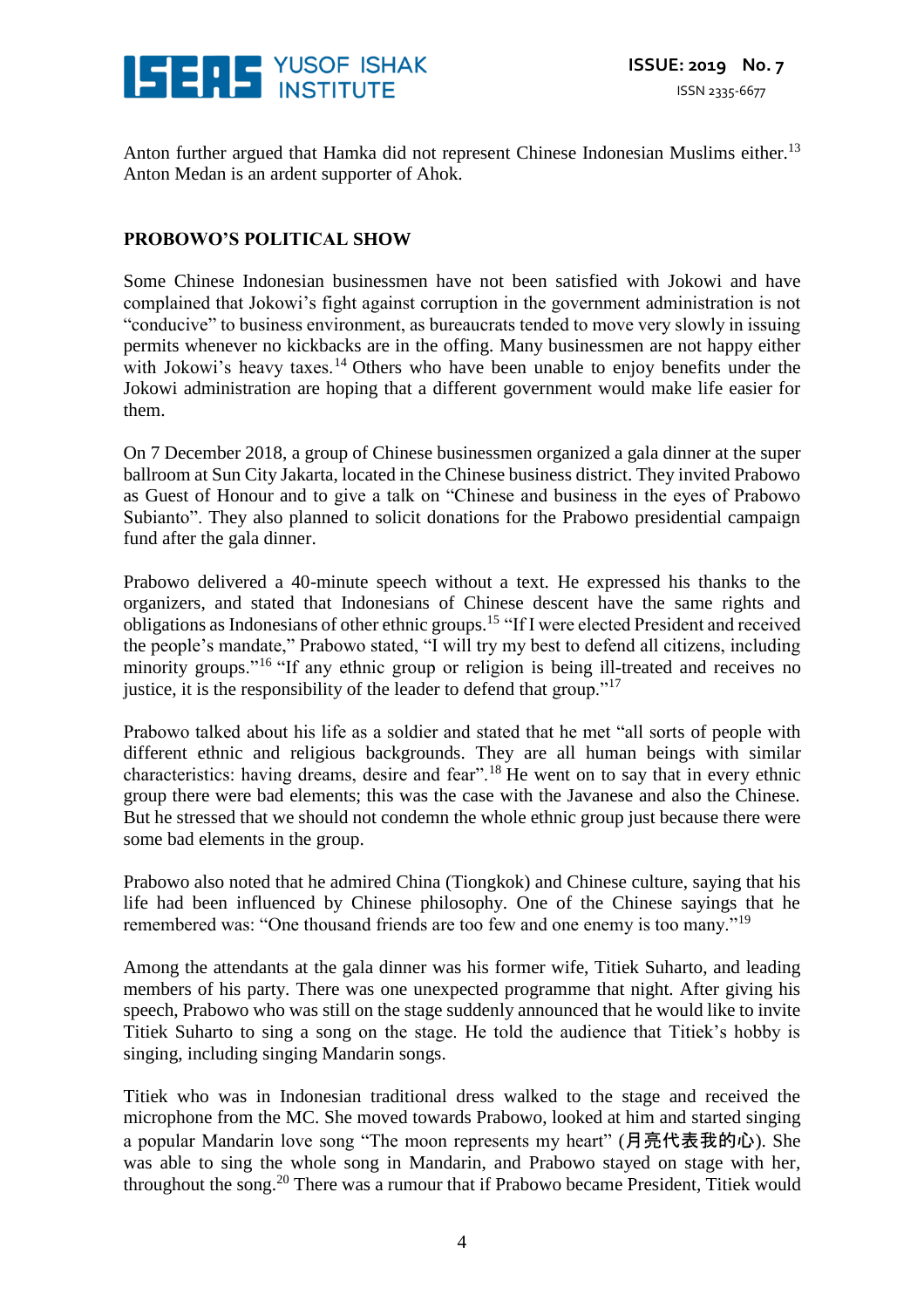Anton further argued that Hamka did not represent Chinese Indonesian Muslims either.[13] Anton Medan is an ardent supporter of Ahok.

## PROBOWO'S POLITICAL SHOW

Some Chinese Indonesian businessmen have not been satisfied with Jokowi and have complained that Jokowi's fight against corruption in the government administration is not "conducive" to business environment, as bureaucrats tended to move very slowly in issuing permits whenever no kickbacks are in the offing. Many businessmen are not happy either with Jokowi's heavy taxes.[14] Others who have been unable to enjoy benefits under the Jokowi administration are hoping that a different government would make life easier for them.

On 7 December 2018, a group of Chinese businessmen organized a gala dinner at the super ballroom at Sun City Jakarta, located in the Chinese business district. They invited Prabowo as Guest of Honour and to give a talk on "Chinese and business in the eyes of Prabowo Subianto". They also planned to solicit donations for the Prabowo presidential campaign fund after the gala dinner.

Prabowo delivered a 40-minute speech without a text. He expressed his thanks to the organizers, and stated that Indonesians of Chinese descent have the same rights and obligations as Indonesians of other ethnic groups.[15] "If I were elected President and received the people's mandate," Prabowo stated, "I will try my best to defend all citizens, including minority groups."[16] "If any ethnic group or religion is being ill-treated and receives no justice, it is the responsibility of the leader to defend that group."[17]

Prabowo talked about his life as a soldier and stated that he met "all sorts of people with different ethnic and religious backgrounds. They are all human beings with similar characteristics: having dreams, desire and fear".[18] He went on to say that in every ethnic group there were bad elements; this was the case with the Javanese and also the Chinese. But he stressed that we should not condemn the whole ethnic group just because there were some bad elements in the group.

Prabowo also noted that he admired China (Tiongkok) and Chinese culture, saying that his life had been influenced by Chinese philosophy. One of the Chinese sayings that he remembered was: "One thousand friends are too few and one enemy is too many."[19]

Among the attendants at the gala dinner was his former wife, Titiek Suharto, and leading members of his party. There was one unexpected programme that night. After giving his speech, Prabowo who was still on the stage suddenly announced that he would like to invite Titiek Suharto to sing a song on the stage. He told the audience that Titiek's hobby is singing, including singing Mandarin songs.

Titiek who was in Indonesian traditional dress walked to the stage and received the microphone from the MC. She moved towards Prabowo, looked at him and started singing a popular Mandarin love song "The moon represents my heart" (月亮代表我的心). She was able to sing the whole song in Mandarin, and Prabowo stayed on stage with her, throughout the song.[20] There was a rumour that if Prabowo became President, Titiek would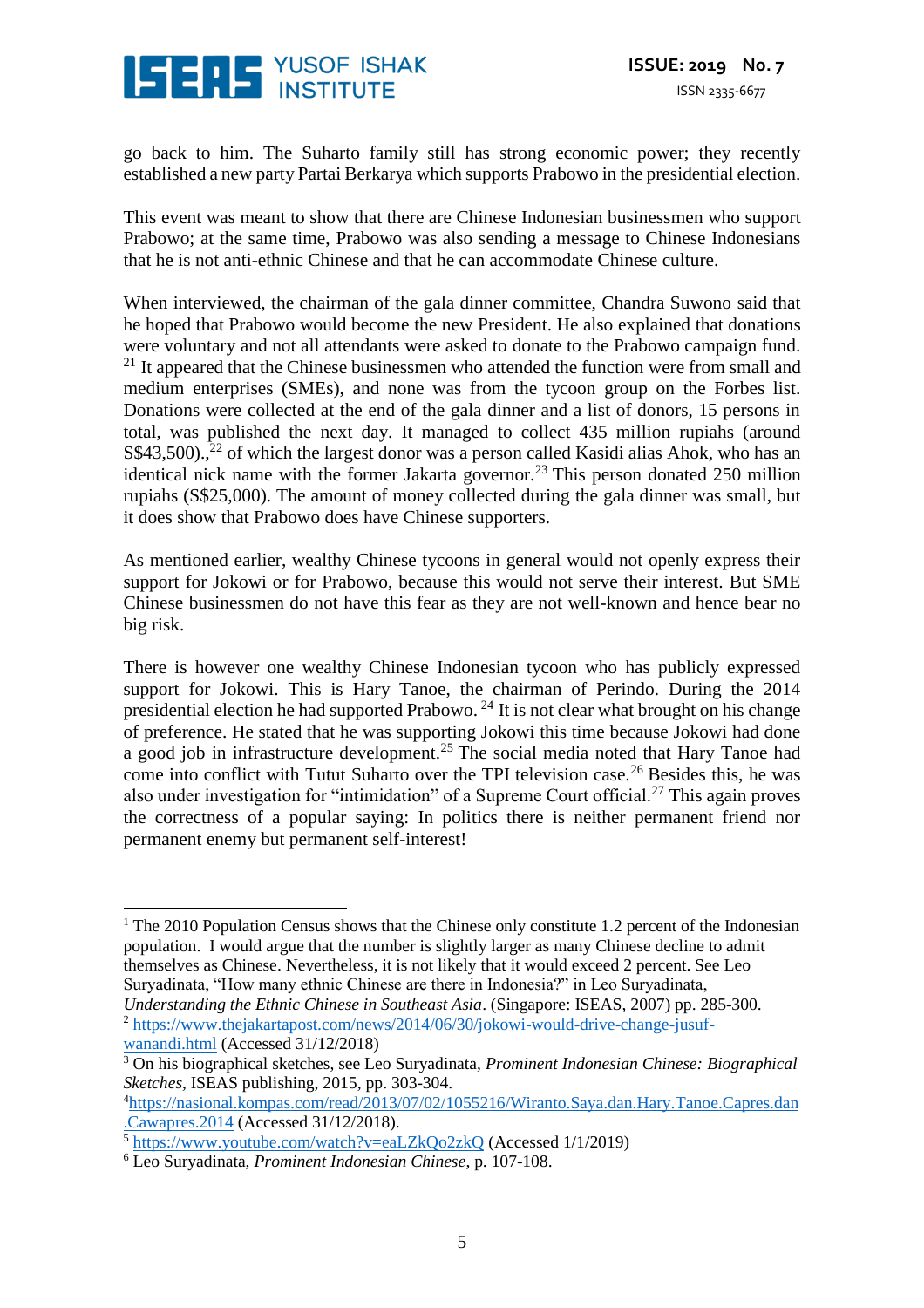go back to him. The Suharto family still has strong economic power; they recently established a new party Partai Berkarya which supports Prabowo in the presidential election.

This event was meant to show that there are Chinese Indonesian businessmen who support Prabowo; at the same time, Prabowo was also sending a message to Chinese Indonesians that he is not anti-ethnic Chinese and that he can accommodate Chinese culture.

When interviewed, the chairman of the gala dinner committee, Chandra Suwono said that he hoped that Prabowo would become the new President. He also explained that donations were voluntary and not all attendants were asked to donate to the Prabowo campaign fund. [21] It appeared that the Chinese businessmen who attended the function were from small and medium enterprises (SMEs), and none was from the tycoon group on the Forbes list. Donations were collected at the end of the gala dinner and a list of donors, 15 persons in total, was published the next day. It managed to collect 435 million rupiahs (around S$43,500).,[22] of which the largest donor was a person called Kasidi alias Ahok, who has an identical nick name with the former Jakarta governor.[23] This person donated 250 million rupiahs (S$25,000). The amount of money collected during the gala dinner was small, but it does show that Prabowo does have Chinese supporters.

As mentioned earlier, wealthy Chinese tycoons in general would not openly express their support for Jokowi or for Prabowo, because this would not serve their interest. But SME Chinese businessmen do not have this fear as they are not well-known and hence bear no big risk.

There is however one wealthy Chinese Indonesian tycoon who has publicly expressed support for Jokowi. This is Hary Tanoe, the chairman of Perindo. During the 2014 presidential election he had supported Prabowo. [24] It is not clear what brought on his change of preference. He stated that he was supporting Jokowi this time because Jokowi had done a good job in infrastructure development.[25] The social media noted that Hary Tanoe had come into conflict with Tutut Suharto over the TPI television case.[26] Besides this, he was also under investigation for "intimidation" of a Supreme Court official.[27] This again proves the correctness of a popular saying: In politics there is neither permanent friend nor permanent enemy but permanent self-interest!

---

[1] The 2010 Population Census shows that the Chinese only constitute 1.2 percent of the Indonesian population. I would argue that the number is slightly larger as many Chinese decline to admit themselves as Chinese. Nevertheless, it is not likely that it would exceed 2 percent. See Leo Suryadinata, "How many ethnic Chinese are there in Indonesia?" in Leo Suryadinata, *Understanding the Ethnic Chinese in Southeast Asia*. (Singapore: ISEAS, 2007) pp. 285-300.

[2] https://www.thejakartapost.com/news/2014/06/30/jokowi-would-drive-change-jusuf-wanandi.html (Accessed 31/12/2018)

[3] On his biographical sketches, see Leo Suryadinata, *Prominent Indonesian Chinese: Biographical Sketches*, ISEAS publishing, 2015, pp. 303-304.

[4] https://nasional.kompas.com/read/2013/07/02/1055216/Wiranto.Saya.dan.Hary.Tanoe.Capres.dan.Cawapres.2014 (Accessed 31/12/2018).

[5] https://www.youtube.com/watch?v=eaLZkQo2zkQ (Accessed 1/1/2019)

[6] Leo Suryadinata, *Prominent Indonesian Chinese*, p. 107-108.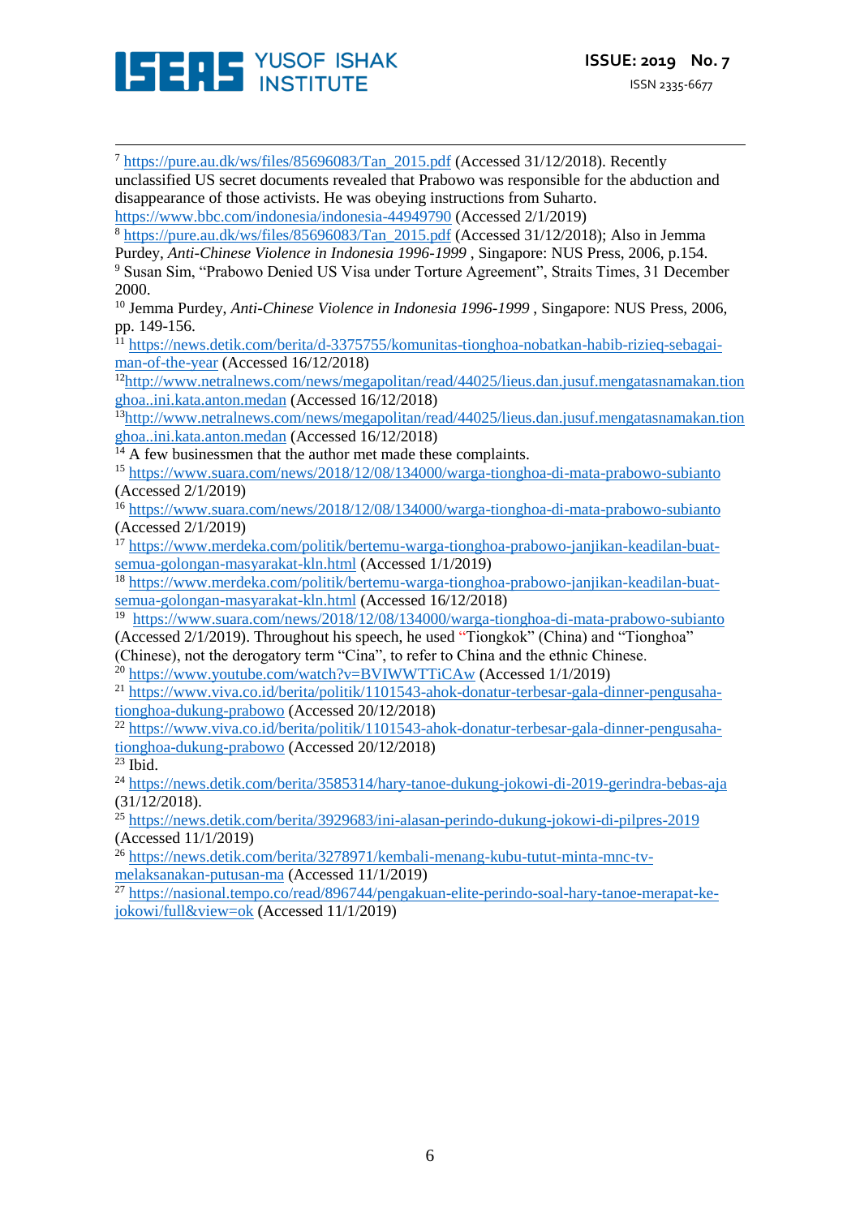[7] https://pure.au.dk/ws/files/85696083/Tan_2015.pdf (Accessed 31/12/2018). Recently unclassified US secret documents revealed that Prabowo was responsible for the abduction and disappearance of those activists. He was obeying instructions from Suharto. https://www.bbc.com/indonesia/indonesia-44949790 (Accessed 2/1/2019)

[8] https://pure.au.dk/ws/files/85696083/Tan_2015.pdf (Accessed 31/12/2018); Also in Jemma Purdey, *Anti-Chinese Violence in Indonesia 1996-1999* , Singapore: NUS Press, 2006, p.154.

[9] Susan Sim, "Prabowo Denied US Visa under Torture Agreement", Straits Times, 31 December 2000.

[10] Jemma Purdey, *Anti-Chinese Violence in Indonesia 1996-1999* , Singapore: NUS Press, 2006, pp. 149-156.

[11] https://news.detik.com/berita/d-3375755/komunitas-tionghoa-nobatkan-habib-rizieq-sebagai-man-of-the-year (Accessed 16/12/2018)

[12] http://www.netralnews.com/news/megapolitan/read/44025/lieus.dan.jusuf.mengatasnamakan.tionghoa..ini.kata.anton.medan (Accessed 16/12/2018)

[13] http://www.netralnews.com/news/megapolitan/read/44025/lieus.dan.jusuf.mengatasnamakan.tionghoa..ini.kata.anton.medan (Accessed 16/12/2018)

[14] A few businessmen that the author met made these complaints.

[15] https://www.suara.com/news/2018/12/08/134000/warga-tionghoa-di-mata-prabowo-subianto (Accessed 2/1/2019)

[16] https://www.suara.com/news/2018/12/08/134000/warga-tionghoa-di-mata-prabowo-subianto (Accessed 2/1/2019)

[17] https://www.merdeka.com/politik/bertemu-warga-tionghoa-prabowo-janjikan-keadilan-buat-semua-golongan-masyarakat-kln.html (Accessed 1/1/2019)

[18] https://www.merdeka.com/politik/bertemu-warga-tionghoa-prabowo-janjikan-keadilan-buat-semua-golongan-masyarakat-kln.html (Accessed 16/12/2018)

[19] https://www.suara.com/news/2018/12/08/134000/warga-tionghoa-di-mata-prabowo-subianto (Accessed 2/1/2019). Throughout his speech, he used "Tiongkok" (China) and "Tionghoa" (Chinese), not the derogatory term "Cina", to refer to China and the ethnic Chinese.

[20] https://www.youtube.com/watch?v=BVIWWTTiCAw (Accessed 1/1/2019)

[21] https://www.viva.co.id/berita/politik/1101543-ahok-donatur-terbesar-gala-dinner-pengusaha-tionghoa-dukung-prabowo (Accessed 20/12/2018)

[22] https://www.viva.co.id/berita/politik/1101543-ahok-donatur-terbesar-gala-dinner-pengusaha-tionghoa-dukung-prabowo (Accessed 20/12/2018)

[23] Ibid.

[24] https://news.detik.com/berita/3585314/hary-tanoe-dukung-jokowi-di-2019-gerindra-bebas-aja (31/12/2018).

[25] https://news.detik.com/berita/3929683/ini-alasan-perindo-dukung-jokowi-di-pilpres-2019 (Accessed 11/1/2019)

[26] https://news.detik.com/berita/3278971/kembali-menang-kubu-tutut-minta-mnc-tv-melaksanakan-putusan-ma (Accessed 11/1/2019)

[27] https://nasional.tempo.co/read/896744/pengakuan-elite-perindo-soal-hary-tanoe-merapat-ke-jokowi/full&view=ok (Accessed 11/1/2019)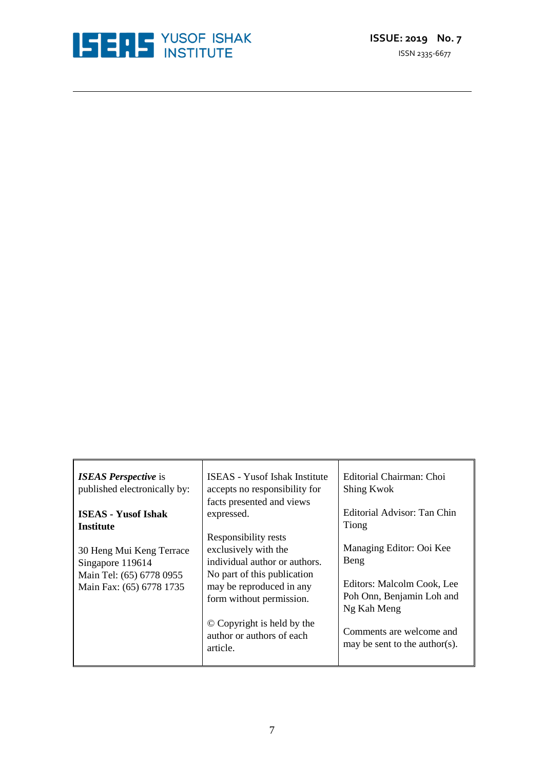| | | |
|---|---|---|
| ***ISEAS Perspective*** is published electronically by:<br><br>**ISEAS - Yusof Ishak Institute**<br><br>30 Heng Mui Keng Terrace<br>Singapore 119614<br>Main Tel: (65) 6778 0955<br>Main Fax: (65) 6778 1735 | ISEAS - Yusof Ishak Institute accepts no responsibility for facts presented and views expressed.<br><br>Responsibility rests exclusively with the individual author or authors. No part of this publication may be reproduced in any form without permission.<br><br>© Copyright is held by the author or authors of each article. | Editorial Chairman: Choi Shing Kwok<br><br>Editorial Advisor: Tan Chin Tiong<br><br>Managing Editor: Ooi Kee Beng<br><br>Editors: Malcolm Cook, Lee Poh Onn, Benjamin Loh and Ng Kah Meng<br><br>Comments are welcome and may be sent to the author(s). |